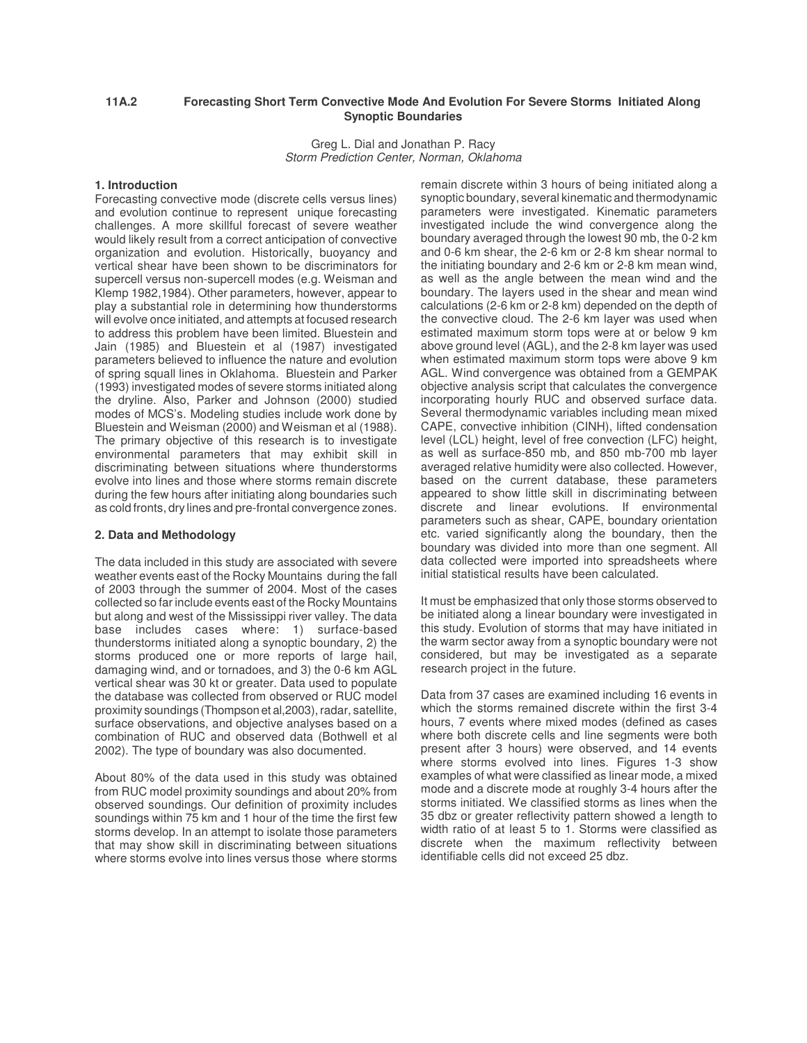# 11A.2 Forecasting Short Term Convective Mode And Evolution For Severe Storms Initiated Along Synoptic Boundaries

Greg L. Dial and Jonathan P. Racy
*Storm Prediction Center, Norman, Oklahoma*

## 1. Introduction

Forecasting convective mode (discrete cells versus lines) and evolution continue to represent unique forecasting challenges. A more skillful forecast of severe weather would likely result from a correct anticipation of convective organization and evolution. Historically, buoyancy and vertical shear have been shown to be discriminators for supercell versus non-supercell modes (e.g. Weisman and Klemp 1982,1984). Other parameters, however, appear to play a substantial role in determining how thunderstorms will evolve once initiated, and attempts at focused research to address this problem have been limited. Bluestein and Jain (1985) and Bluestein et al (1987) investigated parameters believed to influence the nature and evolution of spring squall lines in Oklahoma. Bluestein and Parker (1993) investigated modes of severe storms initiated along the dryline. Also, Parker and Johnson (2000) studied modes of MCS's. Modeling studies include work done by Bluestein and Weisman (2000) and Weisman et al (1988). The primary objective of this research is to investigate environmental parameters that may exhibit skill in discriminating between situations where thunderstorms evolve into lines and those where storms remain discrete during the few hours after initiating along boundaries such as cold fronts, dry lines and pre-frontal convergence zones.

## 2. Data and Methodology

The data included in this study are associated with severe weather events east of the Rocky Mountains during the fall of 2003 through the summer of 2004. Most of the cases collected so far include events east of the Rocky Mountains but along and west of the Mississippi river valley. The data base includes cases where: 1) surface-based thunderstorms initiated along a synoptic boundary, 2) the storms produced one or more reports of large hail, damaging wind, and or tornadoes, and 3) the 0-6 km AGL vertical shear was 30 kt or greater. Data used to populate the database was collected from observed or RUC model proximity soundings (Thompson et al,2003), radar, satellite, surface observations, and objective analyses based on a combination of RUC and observed data (Bothwell et al 2002). The type of boundary was also documented.

About 80% of the data used in this study was obtained from RUC model proximity soundings and about 20% from observed soundings. Our definition of proximity includes soundings within 75 km and 1 hour of the time the first few storms develop. In an attempt to isolate those parameters that may show skill in discriminating between situations where storms evolve into lines versus those where storms remain discrete within 3 hours of being initiated along a synoptic boundary, several kinematic and thermodynamic parameters were investigated. Kinematic parameters investigated include the wind convergence along the boundary averaged through the lowest 90 mb, the 0-2 km and 0-6 km shear, the 2-6 km or 2-8 km shear normal to the initiating boundary and 2-6 km or 2-8 km mean wind, as well as the angle between the mean wind and the boundary. The layers used in the shear and mean wind calculations (2-6 km or 2-8 km) depended on the depth of the convective cloud. The 2-6 km layer was used when estimated maximum storm tops were at or below 9 km above ground level (AGL), and the 2-8 km layer was used when estimated maximum storm tops were above 9 km AGL. Wind convergence was obtained from a GEMPAK objective analysis script that calculates the convergence incorporating hourly RUC and observed surface data. Several thermodynamic variables including mean mixed CAPE, convective inhibition (CINH), lifted condensation level (LCL) height, level of free convection (LFC) height, as well as surface-850 mb, and 850 mb-700 mb layer averaged relative humidity were also collected. However, based on the current database, these parameters appeared to show little skill in discriminating between discrete and linear evolutions. If environmental parameters such as shear, CAPE, boundary orientation etc. varied significantly along the boundary, then the boundary was divided into more than one segment. All data collected were imported into spreadsheets where initial statistical results have been calculated.

It must be emphasized that only those storms observed to be initiated along a linear boundary were investigated in this study. Evolution of storms that may have initiated in the warm sector away from a synoptic boundary were not considered, but may be investigated as a separate research project in the future.

Data from 37 cases are examined including 16 events in which the storms remained discrete within the first 3-4 hours, 7 events where mixed modes (defined as cases where both discrete cells and line segments were both present after 3 hours) were observed, and 14 events where storms evolved into lines. Figures 1-3 show examples of what were classified as linear mode, a mixed mode and a discrete mode at roughly 3-4 hours after the storms initiated. We classified storms as lines when the 35 dbz or greater reflectivity pattern showed a length to width ratio of at least 5 to 1. Storms were classified as discrete when the maximum reflectivity between identifiable cells did not exceed 25 dbz.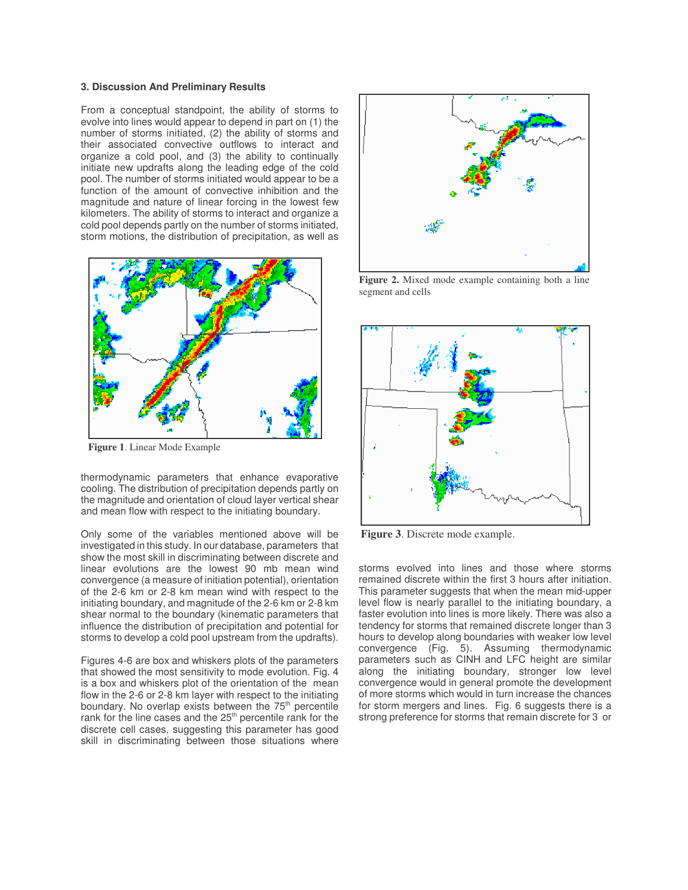### 3. Discussion And Preliminary Results

From a conceptual standpoint, the ability of storms to evolve into lines would appear to depend in part on (1) the number of storms initiated, (2) the ability of storms and their associated convective outflows to interact and organize a cold pool, and (3) the ability to continually initiate new updrafts along the leading edge of the cold pool. The number of storms initiated would appear to be a function of the amount of convective inhibition and the magnitude and nature of linear forcing in the lowest few kilometers. The ability of storms to interact and organize a cold pool depends partly on the number of storms initiated, storm motions, the distribution of precipitation, as well as thermodynamic parameters that enhance evaporative cooling. The distribution of precipitation depends partly on the magnitude and orientation of cloud layer vertical shear and mean flow with respect to the initiating boundary.

**Figure 1**. Linear Mode Example

Only some of the variables mentioned above will be investigated in this study. In our database, parameters that show the most skill in discriminating between discrete and linear evolutions are the lowest 90 mb mean wind convergence (a measure of initiation potential), orientation of the 2-6 km or 2-8 km mean wind with respect to the initiating boundary, and magnitude of the 2-6 km or 2-8 km shear normal to the boundary (kinematic parameters that influence the distribution of precipitation and potential for storms to develop a cold pool upstream from the updrafts).

Figures 4-6 are box and whiskers plots of the parameters that showed the most sensitivity to mode evolution. Fig. 4 is a box and whiskers plot of the orientation of the mean flow in the 2-6 or 2-8 km layer with respect to the initiating boundary. No overlap exists between the 75[th] percentile rank for the line cases and the 25[th] percentile rank for the discrete cell cases, suggesting this parameter has good skill in discriminating between those situations where storms evolved into lines and those where storms remained discrete within the first 3 hours after initiation. This parameter suggests that when the mean mid-upper level flow is nearly parallel to the initiating boundary, a faster evolution into lines is more likely. There was also a tendency for storms that remained discrete longer than 3 hours to develop along boundaries with weaker low level convergence (Fig. 5). Assuming thermodynamic parameters such as CINH and LFC height are similar along the initiating boundary, stronger low level convergence would in general promote the development of more storms which would in turn increase the chances for storm mergers and lines. Fig. 6 suggests there is a strong preference for storms that remain discrete for 3 or

**Figure 2.** Mixed mode example containing both a line segment and cells

**Figure 3**. Discrete mode example.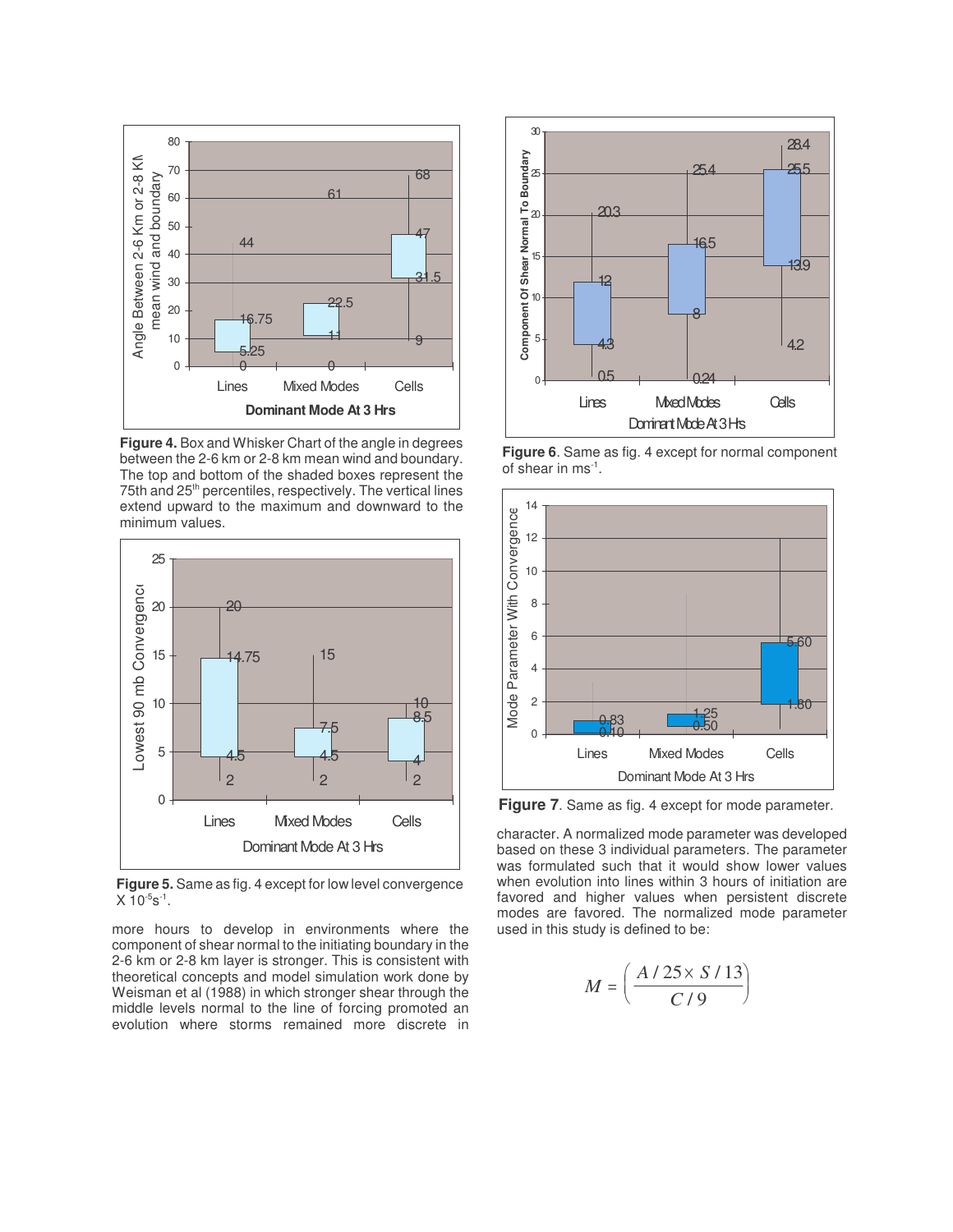**Figure 4.** Box and Whisker Chart of the angle in degrees between the 2-6 km or 2-8 km mean wind and boundary. The top and bottom of the shaded boxes represent the 75th and 25th percentiles, respectively. The vertical lines extend upward to the maximum and downward to the minimum values.

**Figure 5.** Same as fig. 4 except for low level convergence X $10^{-5}s^{-1}$.

**Figure 6**. Same as fig. 4 except for normal component of shear in $ms^{-1}$.

**Figure 7**. Same as fig. 4 except for mode parameter.

more hours to develop in environments where the component of shear normal to the initiating boundary in the 2-6 km or 2-8 km layer is stronger. This is consistent with theoretical concepts and model simulation work done by Weisman et al (1988) in which stronger shear through the middle levels normal to the line of forcing promoted an evolution where storms remained more discrete in character. A normalized mode parameter was developed based on these 3 individual parameters. The parameter was formulated such that it would show lower values when evolution into lines within 3 hours of initiation are favored and higher values when persistent discrete modes are favored. The normalized mode parameter used in this study is defined to be:

$$M = \left( \frac{A/25 \times S/13}{C/9} \right)$$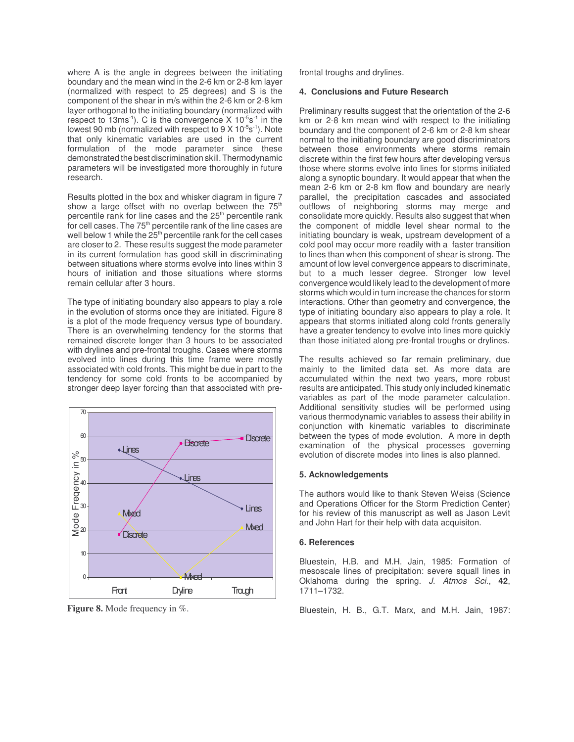where A is the angle in degrees between the initiating boundary and the mean wind in the 2-6 km or 2-8 km layer (normalized with respect to 25 degrees) and S is the component of the shear in m/s within the 2-6 km or 2-8 km layer orthogonal to the initiating boundary (normalized with respect to 13ms$^{-1}$). C is the convergence X $10^{-5}$s$^{-1}$ in the lowest 90 mb (normalized with respect to 9 X $10^{-5}$s$^{-1}$). Note that only kinematic variables are used in the current formulation of the mode parameter since these demonstrated the best discrimination skill. Thermodynamic parameters will be investigated more thoroughly in future research.

Results plotted in the box and whisker diagram in figure 7 show a large offset with no overlap between the 75$^{th}$ percentile rank for line cases and the 25$^{th}$ percentile rank for cell cases. The 75$^{th}$ percentile rank of the line cases are well below 1 while the 25$^{th}$ percentile rank for the cell cases are closer to 2. These results suggest the mode parameter in its current formulation has good skill in discriminating between situations where storms evolve into lines within 3 hours of initiation and those situations where storms remain cellular after 3 hours.

The type of initiating boundary also appears to play a role in the evolution of storms once they are initiated. Figure 8 is a plot of the mode frequency versus type of boundary. There is an overwhelming tendency for the storms that remained discrete longer than 3 hours to be associated with drylines and pre-frontal troughs. Cases where storms evolved into lines during this time frame were mostly associated with cold fronts. This might be due in part to the tendency for some cold fronts to be accompanied by stronger deep layer forcing than that associated with pre-frontal troughs and drylines.

**Figure 8.** Mode frequency in %.

## 4. Conclusions and Future Research

Preliminary results suggest that the orientation of the 2-6 km or 2-8 km mean wind with respect to the initiating boundary and the component of 2-6 km or 2-8 km shear normal to the initiating boundary are good discriminators between those environments where storms remain discrete within the first few hours after developing versus those where storms evolve into lines for storms initiated along a synoptic boundary. It would appear that when the mean 2-6 km or 2-8 km flow and boundary are nearly parallel, the precipitation cascades and associated outflows of neighboring storms may merge and consolidate more quickly. Results also suggest that when the component of middle level shear normal to the initiating boundary is weak, upstream development of a cold pool may occur more readily with a faster transition to lines than when this component of shear is strong. The amount of low level convergence appears to discriminate, but to a much lesser degree. Stronger low level convergence would likely lead to the development of more storms which would in turn increase the chances for storm interactions. Other than geometry and convergence, the type of initiating boundary also appears to play a role. It appears that storms initiated along cold fronts generally have a greater tendency to evolve into lines more quickly than those initiated along pre-frontal troughs or drylines.

The results achieved so far remain preliminary, due mainly to the limited data set. As more data are accumulated within the next two years, more robust results are anticipated. This study only included kinematic variables as part of the mode parameter calculation. Additional sensitivity studies will be performed using various thermodynamic variables to assess their ability in conjunction with kinematic variables to discriminate between the types of mode evolution. A more in depth examination of the physical processes governing evolution of discrete modes into lines is also planned.

## 5. Acknowledgements

The authors would like to thank Steven Weiss (Science and Operations Officer for the Storm Prediction Center) for his review of this manuscript as well as Jason Levit and John Hart for their help with data acquisiton.

## 6. References

Bluestein, H.B. and M.H. Jain, 1985: Formation of mesoscale lines of precipitation: severe squall lines in Oklahoma during the spring. *J. Atmos Sci.*, **42**, 1711–1732.

Bluestein, H. B., G.T. Marx, and M.H. Jain, 1987: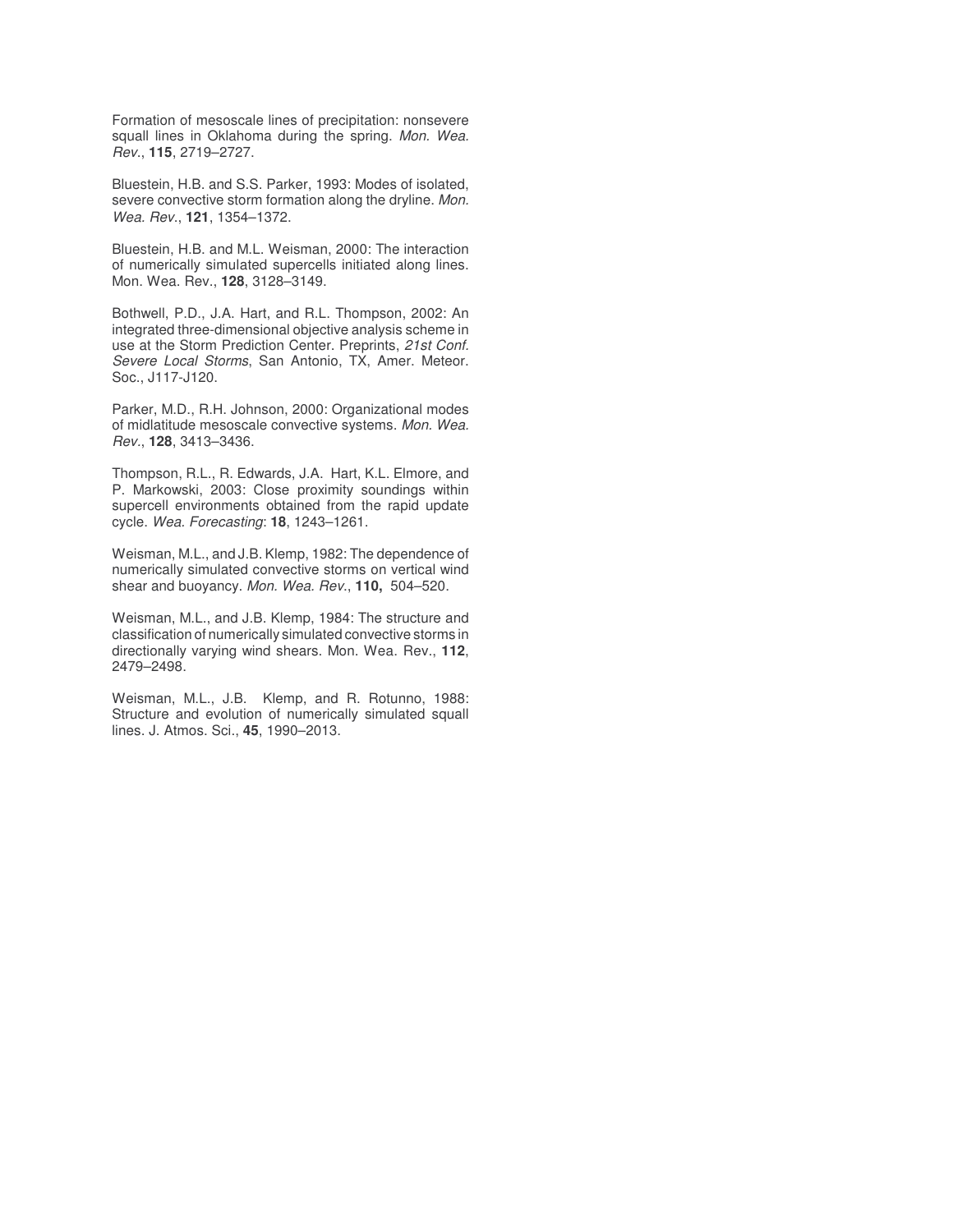Formation of mesoscale lines of precipitation: nonsevere squall lines in Oklahoma during the spring. *Mon. Wea. Rev.*, **115**, 2719–2727.

Bluestein, H.B. and S.S. Parker, 1993: Modes of isolated, severe convective storm formation along the dryline. *Mon. Wea. Rev.*, **121**, 1354–1372.

Bluestein, H.B. and M.L. Weisman, 2000: The interaction of numerically simulated supercells initiated along lines. Mon. Wea. Rev., **128**, 3128–3149.

Bothwell, P.D., J.A. Hart, and R.L. Thompson, 2002: An integrated three-dimensional objective analysis scheme in use at the Storm Prediction Center. Preprints, *21st Conf. Severe Local Storms*, San Antonio, TX, Amer. Meteor. Soc., J117-J120.

Parker, M.D., R.H. Johnson, 2000: Organizational modes of midlatitude mesoscale convective systems. *Mon. Wea. Rev.*, **128**, 3413–3436.

Thompson, R.L., R. Edwards, J.A. Hart, K.L. Elmore, and P. Markowski, 2003: Close proximity soundings within supercell environments obtained from the rapid update cycle. *Wea. Forecasting*: **18**, 1243–1261.

Weisman, M.L., and J.B. Klemp, 1982: The dependence of numerically simulated convective storms on vertical wind shear and buoyancy. *Mon. Wea. Rev.*, **110,** 504–520.

Weisman, M.L., and J.B. Klemp, 1984: The structure and classification of numerically simulated convective storms in directionally varying wind shears. Mon. Wea. Rev., **112**, 2479–2498.

Weisman, M.L., J.B. Klemp, and R. Rotunno, 1988: Structure and evolution of numerically simulated squall lines. J. Atmos. Sci., **45**, 1990–2013.